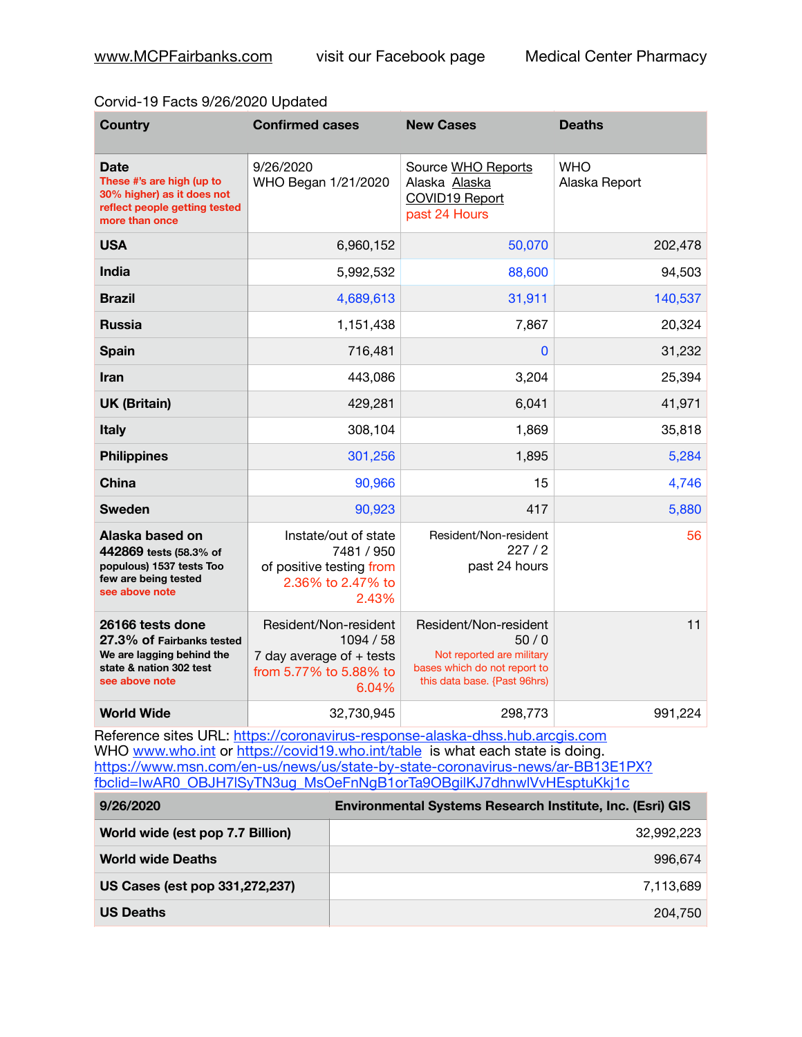www.MCPFairbanks.com visit our Facebook page Medical Center Pharmacy

Corvid-19 Facts 9/26/2020 Updated

| Country | Confirmed cases | New Cases | Deaths |
|---|---|---|---|
| **Date** These #'s are high (up to 30% higher) as it does not reflect people getting tested more than once | 9/26/2020 WHO Began 1/21/2020 | Source WHO Reports Alaska Alaska COVID19 Report past 24 Hours | WHO Alaska Report |
| **USA** | 6,960,152 | 50,070 | 202,478 |
| **India** | 5,992,532 | 88,600 | 94,503 |
| **Brazil** | 4,689,613 | 31,911 | 140,537 |
| **Russia** | 1,151,438 | 7,867 | 20,324 |
| **Spain** | 716,481 | 0 | 31,232 |
| **Iran** | 443,086 | 3,204 | 25,394 |
| **UK (Britain)** | 429,281 | 6,041 | 41,971 |
| **Italy** | 308,104 | 1,869 | 35,818 |
| **Philippines** | 301,256 | 1,895 | 5,284 |
| **China** | 90,966 | 15 | 4,746 |
| **Sweden** | 90,923 | 417 | 5,880 |
| **Alaska based on 442869** tests (58.3% of populous) 1537 tests Too few are being tested see above note | Instate/out of state 7481 / 950 of positive testing from 2.36% to 2.47% to 2.43% | Resident/Non-resident 227 / 2 past 24 hours | 56 |
| **26166 tests done 27.3% of** Fairbanks tested We are lagging behind the state & nation 302 test see above note | Resident/Non-resident 1094 / 58 7 day average of + tests from 5.77% to 5.88% to 6.04% | Resident/Non-resident 50 / 0 Not reported are military bases which do not report to this data base. {Past 96hrs) | 11 |
| **World Wide** | 32,730,945 | 298,773 | 991,224 |

Reference sites URL: https://coronavirus-response-alaska-dhss.hub.arcgis.com
WHO www.who.int or https://covid19.who.int/table is what each state is doing.
https://www.msn.com/en-us/news/us/state-by-state-coronavirus-news/ar-BB13E1PX?fbclid=IwAR0_OBJH7lSyTN3ug_MsOeFnNgB1orTa9OBgilKJ7dhnwlVvHEsptuKkj1c

| 9/26/2020 | Environmental Systems Research Institute, Inc. (Esri) GIS |
|---|---|
| **World wide (est pop 7.7 Billion)** | 32,992,223 |
| **World wide Deaths** | 996,674 |
| **US Cases (est pop 331,272,237)** | 7,113,689 |
| **US Deaths** | 204,750 |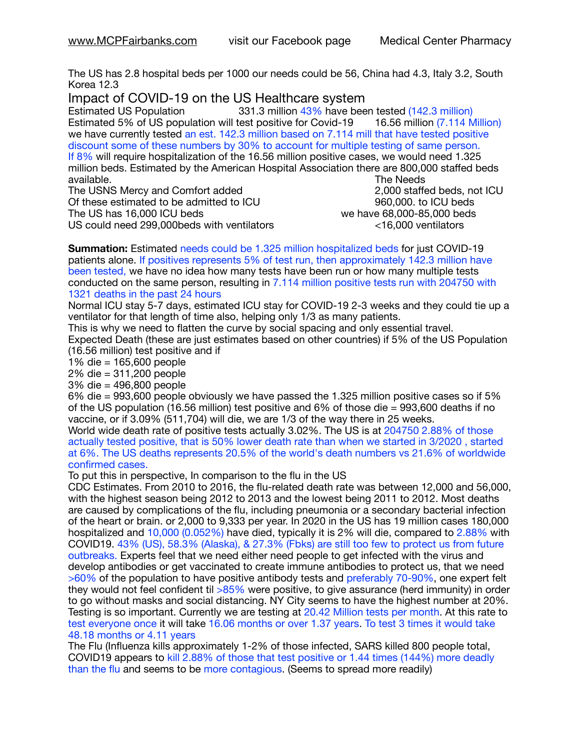The US has 2.8 hospital beds per 1000 our needs could be 56, China had 4.3, Italy 3.2, South Korea 12.3

## Impact of COVID-19 on the US Healthcare system

Estimated US Population 331.3 million 43% have been tested (142.3 million)
Estimated 5% of US population will test positive for Covid-19 16.56 million (7.114 Million)
we have currently tested an est. 142.3 million based on 7.114 mill that have tested positive discount some of these numbers by 30% to account for multiple testing of same person.
If 8% will require hospitalization of the 16.56 million positive cases, we would need 1.325 million beds. Estimated by the American Hospital Association there are 800,000 staffed beds available.

| | The Needs |
|---|---|
| The USNS Mercy and Comfort added | 2,000 staffed beds, not ICU |
| Of these estimated to be admitted to ICU | 960,000. to ICU beds |
| The US has 16,000 ICU beds | we have 68,000-85,000 beds |
| US could need 299,000beds with ventilators | <16,000 ventilators |

**Summation:** Estimated needs could be 1.325 million hospitalized beds for just COVID-19 patients alone. If positives represents 5% of test run, then approximately 142.3 million have been tested, we have no idea how many tests have been run or how many multiple tests conducted on the same person, resulting in 7.114 million positive tests run with 204750 with 1321 deaths in the past 24 hours
Normal ICU stay 5-7 days, estimated ICU stay for COVID-19 2-3 weeks and they could tie up a ventilator for that length of time also, helping only 1/3 as many patients.
This is why we need to flatten the curve by social spacing and only essential travel.
Expected Death (these are just estimates based on other countries) if 5% of the US Population (16.56 million) test positive and if
1% die = 165,600 people
2% die = 311,200 people
3% die = 496,800 people
6% die = 993,600 people obviously we have passed the 1.325 million positive cases so if 5% of the US population (16.56 million) test positive and 6% of those die = 993,600 deaths if no vaccine, or if 3.09% (511,704) will die, we are 1/3 of the way there in 25 weeks.
World wide death rate of positive tests actually 3.02%. The US is at 204750 2.88% of those actually tested positive, that is 50% lower death rate than when we started in 3/2020 , started at 6%. The US deaths represents 20.5% of the world's death numbers vs 21.6% of worldwide confirmed cases.
To put this in perspective, In comparison to the flu in the US
CDC Estimates. From 2010 to 2016, the flu-related death rate was between 12,000 and 56,000, with the highest season being 2012 to 2013 and the lowest being 2011 to 2012. Most deaths are caused by complications of the flu, including pneumonia or a secondary bacterial infection of the heart or brain. or 2,000 to 9,333 per year. In 2020 in the US has 19 million cases 180,000 hospitalized and 10,000 (0.052%) have died, typically it is 2% will die, compared to 2.88% with COVID19. 43% (US), 58.3% (Alaska), & 27.3% (Fbks) are still too few to protect us from future outbreaks. Experts feel that we need either need people to get infected with the virus and develop antibodies or get vaccinated to create immune antibodies to protect us, that we need >60% of the population to have positive antibody tests and preferably 70-90%, one expert felt they would not feel confident til >85% were positive, to give assurance (herd immunity) in order to go without masks and social distancing. NY City seems to have the highest number at 20%.
Testing is so important. Currently we are testing at 20.42 Million tests per month. At this rate to test everyone once it will take 16.06 months or over 1.37 years. To test 3 times it would take 48.18 months or 4.11 years
The Flu (Influenza kills approximately 1-2% of those infected, SARS killed 800 people total, COVID19 appears to kill 2.88% of those that test positive or 1.44 times (144%) more deadly than the flu and seems to be more contagious. (Seems to spread more readily)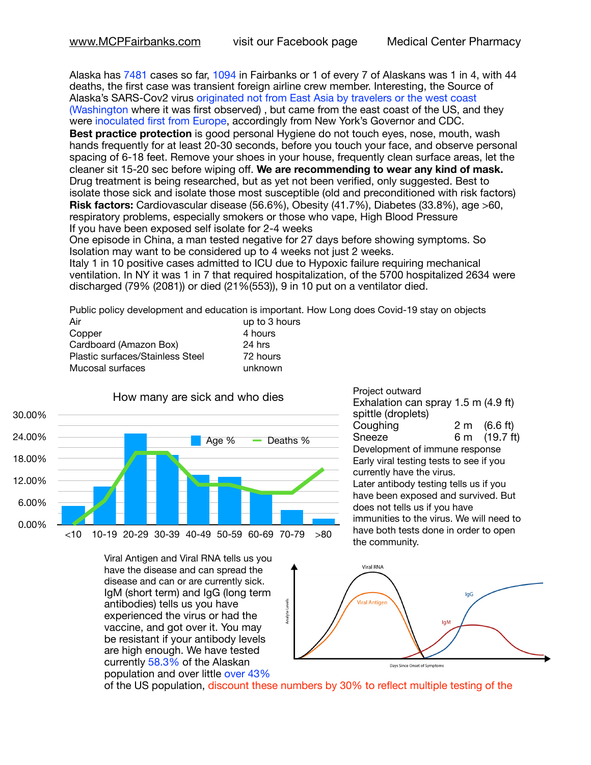www.MCPFairbanks.com visit our Facebook page Medical Center Pharmacy

Alaska has 7481 cases so far, 1094 in Fairbanks or 1 of every 7 of Alaskans was 1 in 4, with 44 deaths, the first case was transient foreign airline crew member. Interesting, the Source of Alaska's SARS-Cov2 virus originated not from East Asia by travelers or the west coast (Washington where it was first observed) , but came from the east coast of the US, and they were inoculated first from Europe, accordingly from New York's Governor and CDC.

**Best practice protection** is good personal Hygiene do not touch eyes, nose, mouth, wash hands frequently for at least 20-30 seconds, before you touch your face, and observe personal spacing of 6-18 feet. Remove your shoes in your house, frequently clean surface areas, let the cleaner sit 15-20 sec before wiping off. **We are recommending to wear any kind of mask.** Drug treatment is being researched, but as yet not been verified, only suggested. Best to isolate those sick and isolate those most susceptible (old and preconditioned with risk factors)

**Risk factors:** Cardiovascular disease (56.6%), Obesity (41.7%), Diabetes (33.8%), age >60, respiratory problems, especially smokers or those who vape, High Blood Pressure

If you have been exposed self isolate for 2-4 weeks

One episode in China, a man tested negative for 27 days before showing symptoms. So Isolation may want to be considered up to 4 weeks not just 2 weeks.

Italy 1 in 10 positive cases admitted to ICU due to Hypoxic failure requiring mechanical ventilation. In NY it was 1 in 7 that required hospitalization, of the 5700 hospitalized 2634 were discharged (79% (2081)) or died (21%(553)), 9 in 10 put on a ventilator died.

Public policy development and education is important. How Long does Covid-19 stay on objects

| | |
|---|---|
| Air | up to 3 hours |
| Copper | 4 hours |
| Cardboard (Amazon Box) | 24 hrs |
| Plastic surfaces/Stainless Steel | 72 hours |
| Mucosal surfaces | unknown |

How many are sick and who dies

Project outward

| | | |
|---|---|---|
| Exhalation can spray spittle (droplets) | 1.5 m | (4.9 ft) |
| Coughing | 2 m | (6.6 ft) |
| Sneeze | 6 m | (19.7 ft) |

Development of immune response

Early viral testing tests to see if you currently have the virus.

Later antibody testing tells us if you have been exposed and survived. But does not tells us if you have immunities to the virus. We will need to have both tests done in order to open the community.

Viral Antigen and Viral RNA tells us you have the disease and can spread the disease and can or are currently sick. IgM (short term) and IgG (long term antibodies) tells us you have experienced the virus or had the vaccine, and got over it. You may be resistant if your antibody levels are high enough. We have tested currently 58.3% of the Alaskan population and over little over 43% of the US population, discount these numbers by 30% to reflect multiple testing of the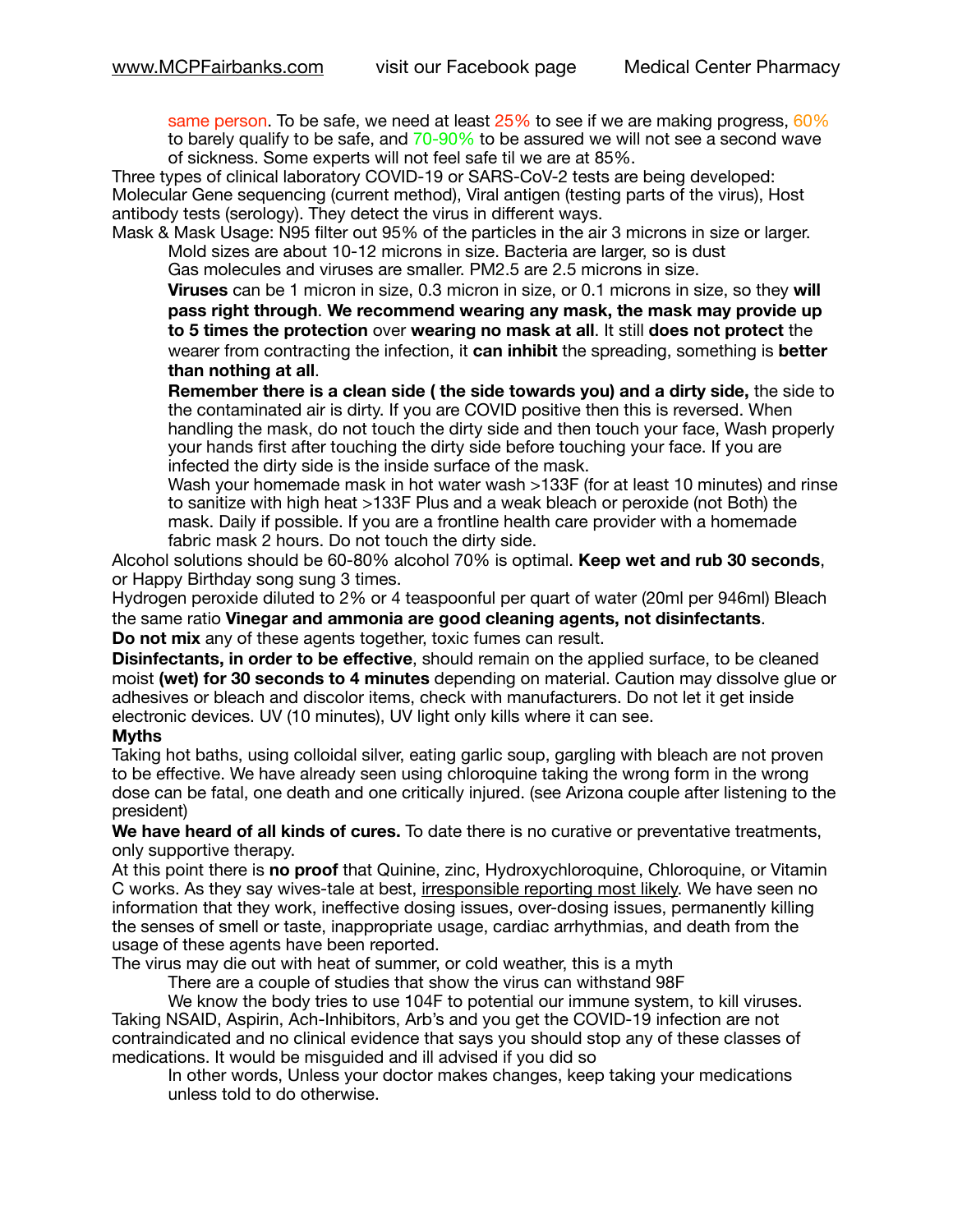same person. To be safe, we need at least 25% to see if we are making progress, 60% to barely qualify to be safe, and 70-90% to be assured we will not see a second wave of sickness. Some experts will not feel safe til we are at 85%.

Three types of clinical laboratory COVID-19 or SARS-CoV-2 tests are being developed: Molecular Gene sequencing (current method), Viral antigen (testing parts of the virus), Host antibody tests (serology). They detect the virus in different ways.

Mask & Mask Usage: N95 filter out 95% of the particles in the air 3 microns in size or larger.

Mold sizes are about 10-12 microns in size. Bacteria are larger, so is dust
Gas molecules and viruses are smaller. PM2.5 are 2.5 microns in size.

**Viruses** can be 1 micron in size, 0.3 micron in size, or 0.1 microns in size, so they **will pass right through**. **We recommend wearing any mask, the mask may provide up to 5 times the protection** over **wearing no mask at all**. It still **does not protect** the wearer from contracting the infection, it **can inhibit** the spreading, something is **better than nothing at all**.

**Remember there is a clean side ( the side towards you) and a dirty side,** the side to the contaminated air is dirty. If you are COVID positive then this is reversed. When handling the mask, do not touch the dirty side and then touch your face, Wash properly your hands first after touching the dirty side before touching your face. If you are infected the dirty side is the inside surface of the mask.

Wash your homemade mask in hot water wash >133F (for at least 10 minutes) and rinse to sanitize with high heat >133F Plus and a weak bleach or peroxide (not Both) the mask. Daily if possible. If you are a frontline health care provider with a homemade fabric mask 2 hours. Do not touch the dirty side.

Alcohol solutions should be 60-80% alcohol 70% is optimal. **Keep wet and rub 30 seconds**, or Happy Birthday song sung 3 times.

Hydrogen peroxide diluted to 2% or 4 teaspoonful per quart of water (20ml per 946ml) Bleach the same ratio **Vinegar and ammonia are good cleaning agents, not disinfectants**.

**Do not mix** any of these agents together, toxic fumes can result.

**Disinfectants, in order to be effective**, should remain on the applied surface, to be cleaned moist **(wet) for 30 seconds to 4 minutes** depending on material. Caution may dissolve glue or adhesives or bleach and discolor items, check with manufacturers. Do not let it get inside electronic devices. UV (10 minutes), UV light only kills where it can see.

**Myths**

Taking hot baths, using colloidal silver, eating garlic soup, gargling with bleach are not proven to be effective. We have already seen using chloroquine taking the wrong form in the wrong dose can be fatal, one death and one critically injured. (see Arizona couple after listening to the president)

**We have heard of all kinds of cures.** To date there is no curative or preventative treatments, only supportive therapy.

At this point there is **no proof** that Quinine, zinc, Hydroxychloroquine, Chloroquine, or Vitamin C works. As they say wives-tale at best, irresponsible reporting most likely. We have seen no information that they work, ineffective dosing issues, over-dosing issues, permanently killing the senses of smell or taste, inappropriate usage, cardiac arrhythmias, and death from the usage of these agents have been reported.

The virus may die out with heat of summer, or cold weather, this is a myth

There are a couple of studies that show the virus can withstand 98F
We know the body tries to use 104F to potential our immune system, to kill viruses.

Taking NSAID, Aspirin, Ach-Inhibitors, Arb's and you get the COVID-19 infection are not contraindicated and no clinical evidence that says you should stop any of these classes of medications. It would be misguided and ill advised if you did so

In other words, Unless your doctor makes changes, keep taking your medications unless told to do otherwise.